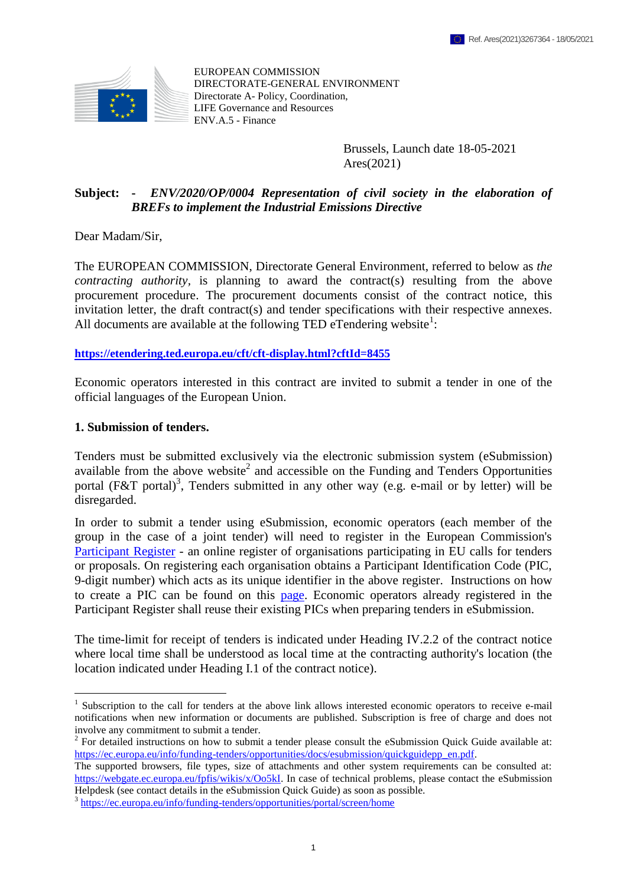Ref. Ares(2021)3267364 - 18/05/2021

EUROPEAN COMMISSION
DIRECTORATE-GENERAL ENVIRONMENT
Directorate A- Policy, Coordination,
LIFE Governance and Resources
ENV.A.5 - Finance

Brussels, Launch date 18-05-2021
Ares(2021)

**Subject: -** ***ENV/2020/OP/0004 Representation of civil society in the elaboration of BREFs to implement the Industrial Emissions Directive***

Dear Madam/Sir,

The EUROPEAN COMMISSION, Directorate General Environment, referred to below as *the contracting authority*, is planning to award the contract(s) resulting from the above procurement procedure. The procurement documents consist of the contract notice, this invitation letter, the draft contract(s) and tender specifications with their respective annexes. All documents are available at the following TED eTendering website[1]:

**https://etendering.ted.europa.eu/cft/cft-display.html?cftId=8455**

Economic operators interested in this contract are invited to submit a tender in one of the official languages of the European Union.

## 1. Submission of tenders.

Tenders must be submitted exclusively via the electronic submission system (eSubmission) available from the above website[2] and accessible on the Funding and Tenders Opportunities portal (F&T portal)[3], Tenders submitted in any other way (e.g. e-mail or by letter) will be disregarded.

In order to submit a tender using eSubmission, economic operators (each member of the group in the case of a joint tender) will need to register in the European Commission's Participant Register - an online register of organisations participating in EU calls for tenders or proposals. On registering each organisation obtains a Participant Identification Code (PIC, 9-digit number) which acts as its unique identifier in the above register. Instructions on how to create a PIC can be found on this page. Economic operators already registered in the Participant Register shall reuse their existing PICs when preparing tenders in eSubmission.

The time-limit for receipt of tenders is indicated under Heading IV.2.2 of the contract notice where local time shall be understood as local time at the contracting authority's location (the location indicated under Heading I.1 of the contract notice).

---

[1] Subscription to the call for tenders at the above link allows interested economic operators to receive e-mail notifications when new information or documents are published. Subscription is free of charge and does not involve any commitment to submit a tender.

[2] For detailed instructions on how to submit a tender please consult the eSubmission Quick Guide available at: https://ec.europa.eu/info/funding-tenders/opportunities/docs/esubmission/quickguidepp_en.pdf.
The supported browsers, file types, size of attachments and other system requirements can be consulted at: https://webgate.ec.europa.eu/fpfis/wikis/x/Oo5kI. In case of technical problems, please contact the eSubmission Helpdesk (see contact details in the eSubmission Quick Guide) as soon as possible.

[3] https://ec.europa.eu/info/funding-tenders/opportunities/portal/screen/home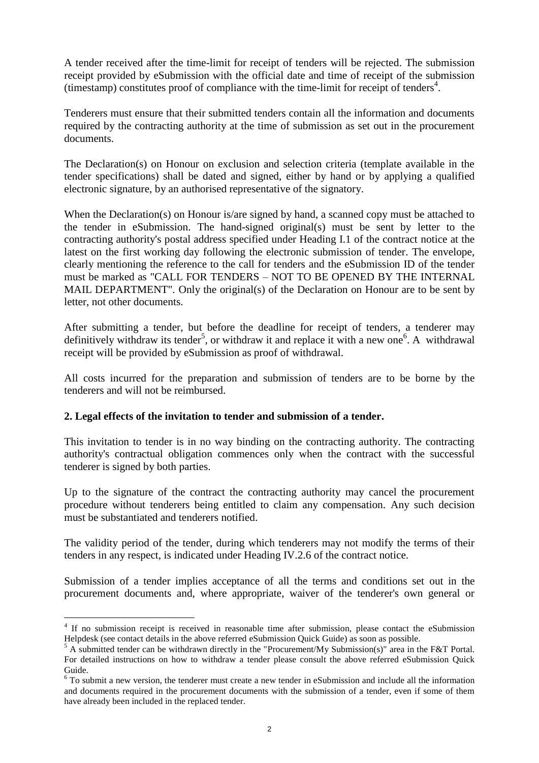A tender received after the time-limit for receipt of tenders will be rejected. The submission receipt provided by eSubmission with the official date and time of receipt of the submission (timestamp) constitutes proof of compliance with the time-limit for receipt of tenders[4].

Tenderers must ensure that their submitted tenders contain all the information and documents required by the contracting authority at the time of submission as set out in the procurement documents.

The Declaration(s) on Honour on exclusion and selection criteria (template available in the tender specifications) shall be dated and signed, either by hand or by applying a qualified electronic signature, by an authorised representative of the signatory.

When the Declaration(s) on Honour is/are signed by hand, a scanned copy must be attached to the tender in eSubmission. The hand-signed original(s) must be sent by letter to the contracting authority's postal address specified under Heading I.1 of the contract notice at the latest on the first working day following the electronic submission of tender. The envelope, clearly mentioning the reference to the call for tenders and the eSubmission ID of the tender must be marked as "CALL FOR TENDERS – NOT TO BE OPENED BY THE INTERNAL MAIL DEPARTMENT". Only the original(s) of the Declaration on Honour are to be sent by letter, not other documents.

After submitting a tender, but before the deadline for receipt of tenders, a tenderer may definitively withdraw its tender[5], or withdraw it and replace it with a new one[6]. A withdrawal receipt will be provided by eSubmission as proof of withdrawal.

All costs incurred for the preparation and submission of tenders are to be borne by the tenderers and will not be reimbursed.

## 2. Legal effects of the invitation to tender and submission of a tender.

This invitation to tender is in no way binding on the contracting authority. The contracting authority's contractual obligation commences only when the contract with the successful tenderer is signed by both parties.

Up to the signature of the contract the contracting authority may cancel the procurement procedure without tenderers being entitled to claim any compensation. Any such decision must be substantiated and tenderers notified.

The validity period of the tender, during which tenderers may not modify the terms of their tenders in any respect, is indicated under Heading IV.2.6 of the contract notice.

Submission of a tender implies acceptance of all the terms and conditions set out in the procurement documents and, where appropriate, waiver of the tenderer's own general or

---

[4] If no submission receipt is received in reasonable time after submission, please contact the eSubmission Helpdesk (see contact details in the above referred eSubmission Quick Guide) as soon as possible.

[5] A submitted tender can be withdrawn directly in the "Procurement/My Submission(s)" area in the F&T Portal. For detailed instructions on how to withdraw a tender please consult the above referred eSubmission Quick Guide.

[6] To submit a new version, the tenderer must create a new tender in eSubmission and include all the information and documents required in the procurement documents with the submission of a tender, even if some of them have already been included in the replaced tender.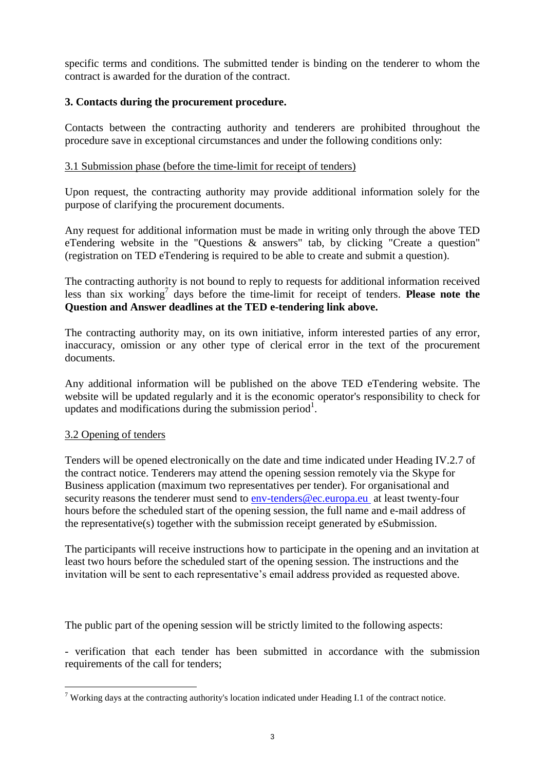specific terms and conditions. The submitted tender is binding on the tenderer to whom the contract is awarded for the duration of the contract.

## 3. Contacts during the procurement procedure.

Contacts between the contracting authority and tenderers are prohibited throughout the procedure save in exceptional circumstances and under the following conditions only:

### 3.1 Submission phase (before the time-limit for receipt of tenders)

Upon request, the contracting authority may provide additional information solely for the purpose of clarifying the procurement documents.

Any request for additional information must be made in writing only through the above TED eTendering website in the "Questions & answers" tab, by clicking "Create a question" (registration on TED eTendering is required to be able to create and submit a question).

The contracting authority is not bound to reply to requests for additional information received less than six working[7] days before the time-limit for receipt of tenders. **Please note the Question and Answer deadlines at the TED e-tendering link above.**

The contracting authority may, on its own initiative, inform interested parties of any error, inaccuracy, omission or any other type of clerical error in the text of the procurement documents.

Any additional information will be published on the above TED eTendering website. The website will be updated regularly and it is the economic operator's responsibility to check for updates and modifications during the submission period[1].

### 3.2 Opening of tenders

Tenders will be opened electronically on the date and time indicated under Heading IV.2.7 of the contract notice. Tenderers may attend the opening session remotely via the Skype for Business application (maximum two representatives per tender). For organisational and security reasons the tenderer must send to env-tenders@ec.europa.eu at least twenty-four hours before the scheduled start of the opening session, the full name and e-mail address of the representative(s) together with the submission receipt generated by eSubmission.

The participants will receive instructions how to participate in the opening and an invitation at least two hours before the scheduled start of the opening session. The instructions and the invitation will be sent to each representative's email address provided as requested above.

The public part of the opening session will be strictly limited to the following aspects:

- verification that each tender has been submitted in accordance with the submission requirements of the call for tenders;

[7] Working days at the contracting authority's location indicated under Heading I.1 of the contract notice.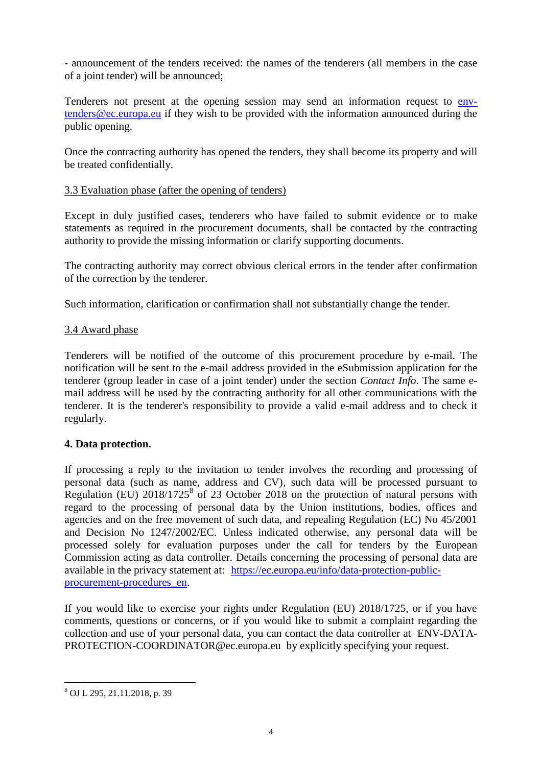- announcement of the tenders received: the names of the tenderers (all members in the case of a joint tender) will be announced;

Tenderers not present at the opening session may send an information request to [env-tenders@ec.europa.eu](mailto:env-tenders@ec.europa.eu) if they wish to be provided with the information announced during the public opening.

Once the contracting authority has opened the tenders, they shall become its property and will be treated confidentially.

3.3 Evaluation phase (after the opening of tenders)

Except in duly justified cases, tenderers who have failed to submit evidence or to make statements as required in the procurement documents, shall be contacted by the contracting authority to provide the missing information or clarify supporting documents.

The contracting authority may correct obvious clerical errors in the tender after confirmation of the correction by the tenderer.

Such information, clarification or confirmation shall not substantially change the tender.

3.4 Award phase

Tenderers will be notified of the outcome of this procurement procedure by e-mail. The notification will be sent to the e-mail address provided in the eSubmission application for the tenderer (group leader in case of a joint tender) under the section *Contact Info*. The same e-mail address will be used by the contracting authority for all other communications with the tenderer. It is the tenderer's responsibility to provide a valid e-mail address and to check it regularly.

**4. Data protection.**

If processing a reply to the invitation to tender involves the recording and processing of personal data (such as name, address and CV), such data will be processed pursuant to Regulation (EU) 2018/1725[8] of 23 October 2018 on the protection of natural persons with regard to the processing of personal data by the Union institutions, bodies, offices and agencies and on the free movement of such data, and repealing Regulation (EC) No 45/2001 and Decision No 1247/2002/EC. Unless indicated otherwise, any personal data will be processed solely for evaluation purposes under the call for tenders by the European Commission acting as data controller. Details concerning the processing of personal data are available in the privacy statement at: [https://ec.europa.eu/info/data-protection-public-procurement-procedures_en](https://ec.europa.eu/info/data-protection-public-procurement-procedures_en).

If you would like to exercise your rights under Regulation (EU) 2018/1725, or if you have comments, questions or concerns, or if you would like to submit a complaint regarding the collection and use of your personal data, you can contact the data controller at ENV-DATA-PROTECTION-COORDINATOR@ec.europa.eu by explicitly specifying your request.

---

[8] OJ L 295, 21.11.2018, p. 39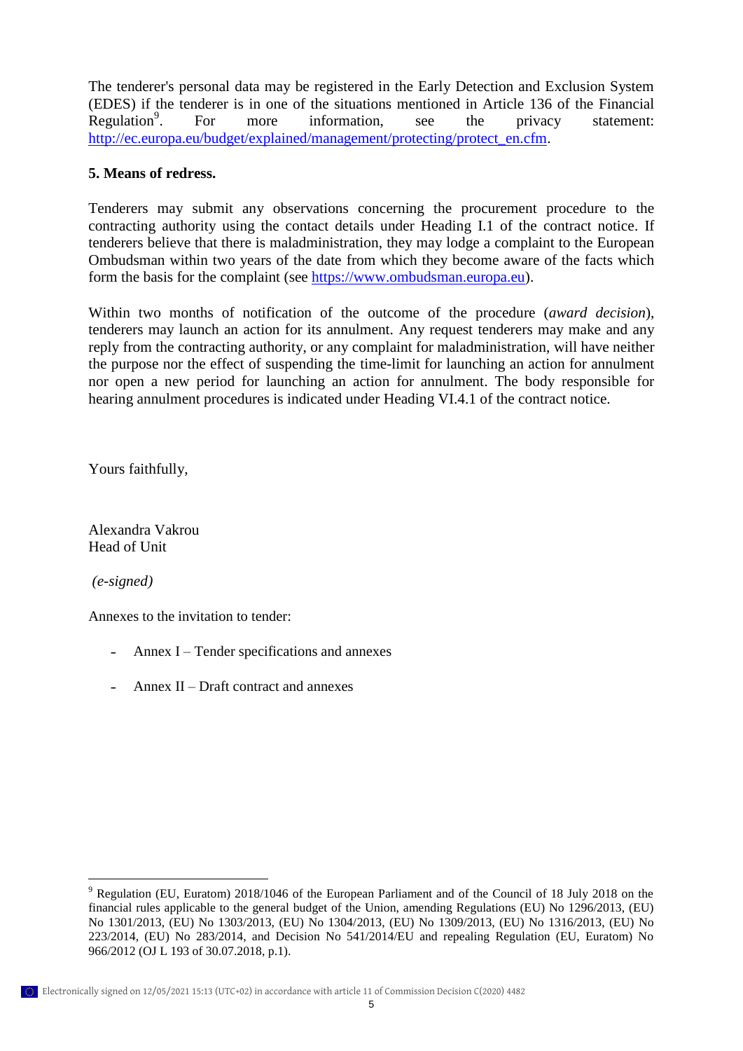The tenderer's personal data may be registered in the Early Detection and Exclusion System (EDES) if the tenderer is in one of the situations mentioned in Article 136 of the Financial Regulation[9]. For more information, see the privacy statement: http://ec.europa.eu/budget/explained/management/protecting/protect_en.cfm.

**5. Means of redress.**

Tenderers may submit any observations concerning the procurement procedure to the contracting authority using the contact details under Heading I.1 of the contract notice. If tenderers believe that there is maladministration, they may lodge a complaint to the European Ombudsman within two years of the date from which they become aware of the facts which form the basis for the complaint (see https://www.ombudsman.europa.eu).

Within two months of notification of the outcome of the procedure (*award decision*), tenderers may launch an action for its annulment. Any request tenderers may make and any reply from the contracting authority, or any complaint for maladministration, will have neither the purpose nor the effect of suspending the time-limit for launching an action for annulment nor open a new period for launching an action for annulment. The body responsible for hearing annulment procedures is indicated under Heading VI.4.1 of the contract notice.

Yours faithfully,

Alexandra Vakrou
Head of Unit

*(e-signed)*

Annexes to the invitation to tender:

- Annex I – Tender specifications and annexes
- Annex II – Draft contract and annexes

[9] Regulation (EU, Euratom) 2018/1046 of the European Parliament and of the Council of 18 July 2018 on the financial rules applicable to the general budget of the Union, amending Regulations (EU) No 1296/2013, (EU) No 1301/2013, (EU) No 1303/2013, (EU) No 1304/2013, (EU) No 1309/2013, (EU) No 1316/2013, (EU) No 223/2014, (EU) No 283/2014, and Decision No 541/2014/EU and repealing Regulation (EU, Euratom) No 966/2012 (OJ L 193 of 30.07.2018, p.1).

Electronically signed on 12/05/2021 15:13 (UTC+02) in accordance with article 11 of Commission Decision C(2020) 4482